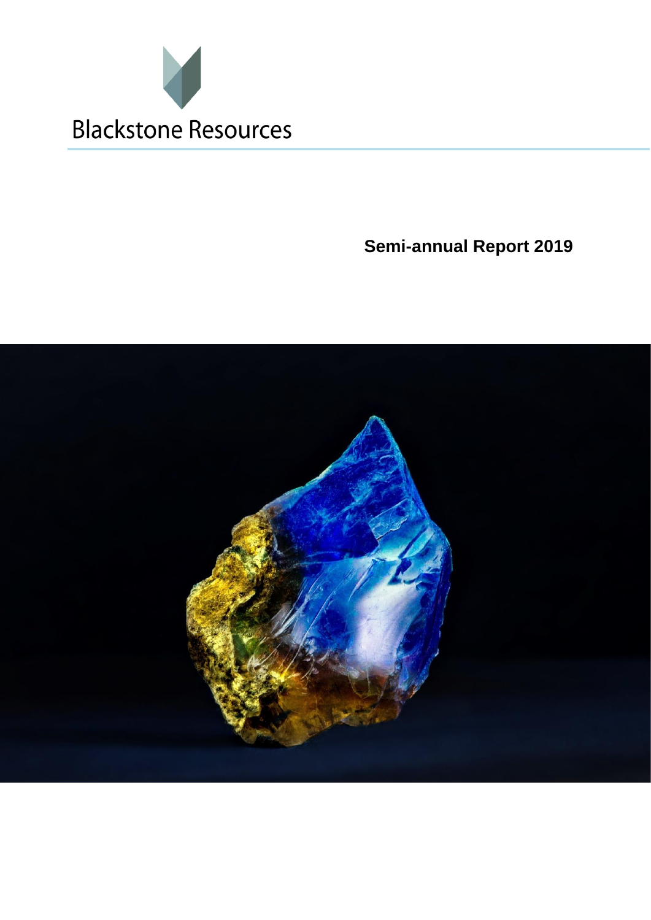Blackstone Resources

# Semi-annual Report 2019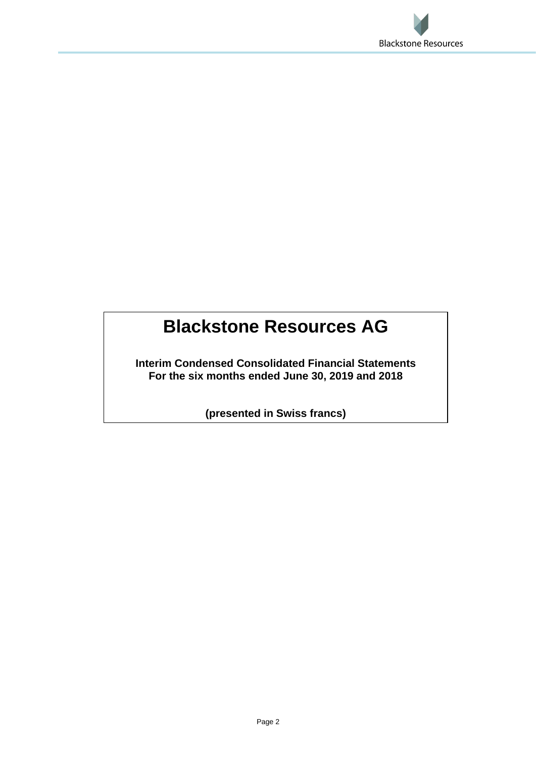# Blackstone Resources AG

**Interim Condensed Consolidated Financial Statements**
**For the six months ended June 30, 2019 and 2018**

**(presented in Swiss francs)**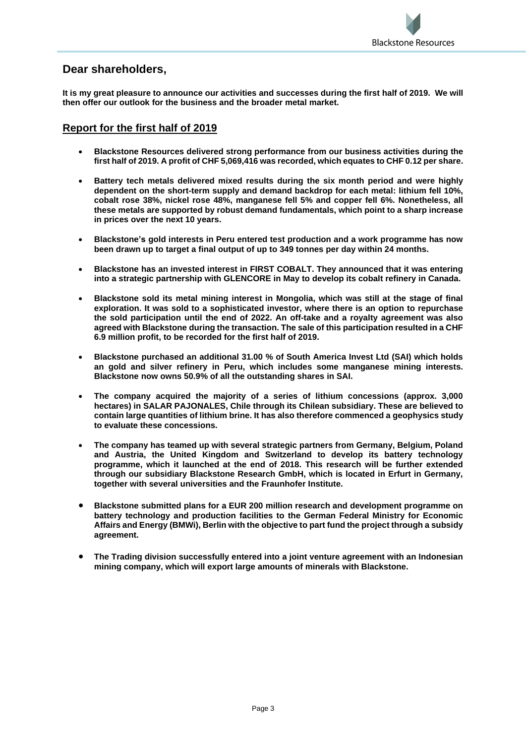## Dear shareholders,

**It is my great pleasure to announce our activities and successes during the first half of 2019. We will then offer our outlook for the business and the broader metal market.**

## Report for the first half of 2019

- **Blackstone Resources delivered strong performance from our business activities during the first half of 2019. A profit of CHF 5,069,416 was recorded, which equates to CHF 0.12 per share.**
- **Battery tech metals delivered mixed results during the six month period and were highly dependent on the short-term supply and demand backdrop for each metal: lithium fell 10%, cobalt rose 38%, nickel rose 48%, manganese fell 5% and copper fell 6%. Nonetheless, all these metals are supported by robust demand fundamentals, which point to a sharp increase in prices over the next 10 years.**
- **Blackstone's gold interests in Peru entered test production and a work programme has now been drawn up to target a final output of up to 349 tonnes per day within 24 months.**
- **Blackstone has an invested interest in FIRST COBALT. They announced that it was entering into a strategic partnership with GLENCORE in May to develop its cobalt refinery in Canada.**
- **Blackstone sold its metal mining interest in Mongolia, which was still at the stage of final exploration. It was sold to a sophisticated investor, where there is an option to repurchase the sold participation until the end of 2022. An off-take and a royalty agreement was also agreed with Blackstone during the transaction. The sale of this participation resulted in a CHF 6.9 million profit, to be recorded for the first half of 2019.**
- **Blackstone purchased an additional 31.00 % of South America Invest Ltd (SAI) which holds an gold and silver refinery in Peru, which includes some manganese mining interests. Blackstone now owns 50.9% of all the outstanding shares in SAI.**
- **The company acquired the majority of a series of lithium concessions (approx. 3,000 hectares) in SALAR PAJONALES, Chile through its Chilean subsidiary. These are believed to contain large quantities of lithium brine. It has also therefore commenced a geophysics study to evaluate these concessions.**
- **The company has teamed up with several strategic partners from Germany, Belgium, Poland and Austria, the United Kingdom and Switzerland to develop its battery technology programme, which it launched at the end of 2018. This research will be further extended through our subsidiary Blackstone Research GmbH, which is located in Erfurt in Germany, together with several universities and the Fraunhofer Institute.**
- **Blackstone submitted plans for a EUR 200 million research and development programme on battery technology and production facilities to the German Federal Ministry for Economic Affairs and Energy (BMWi), Berlin with the objective to part fund the project through a subsidy agreement.**
- **The Trading division successfully entered into a joint venture agreement with an Indonesian mining company, which will export large amounts of minerals with Blackstone.**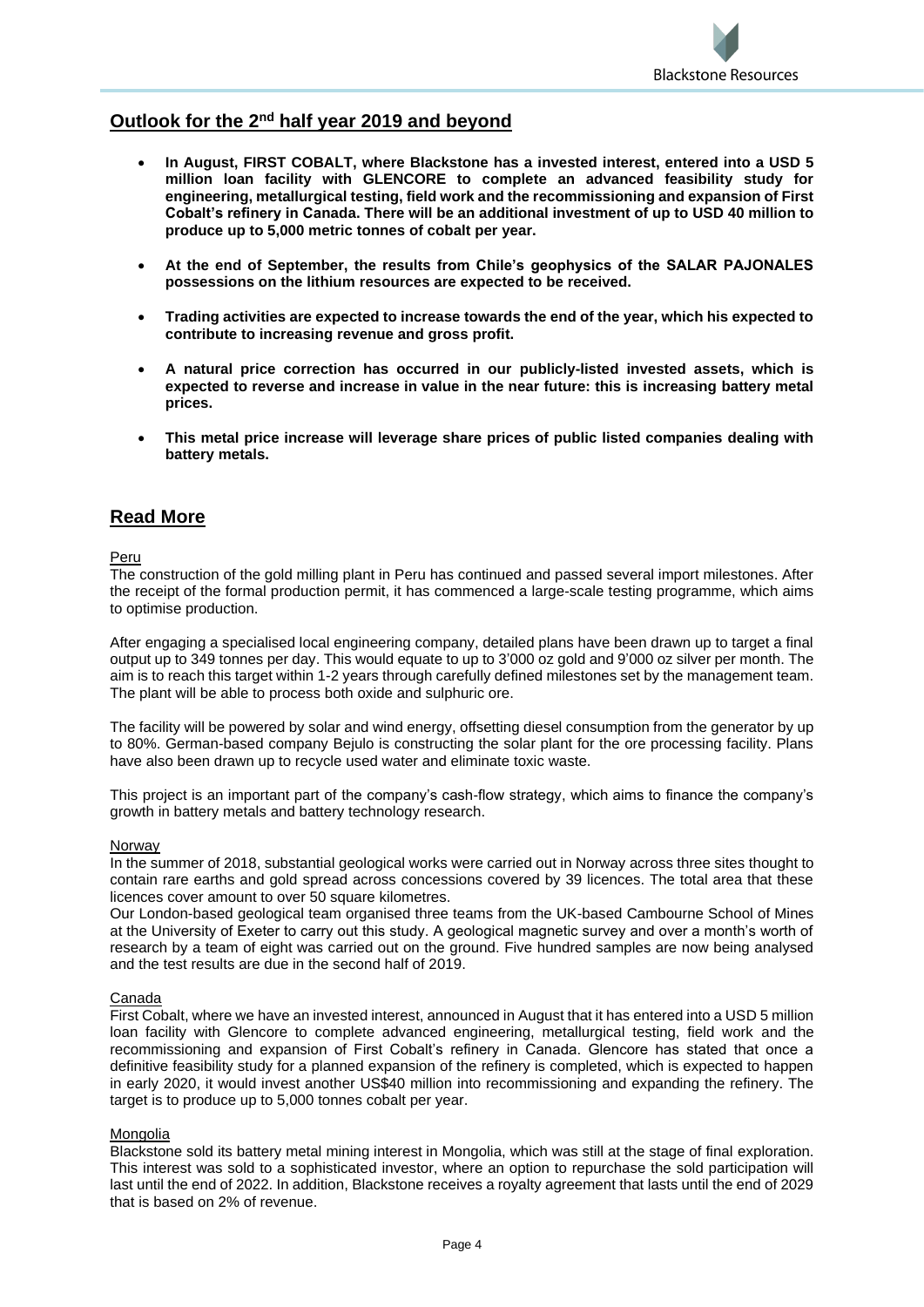## Outlook for the 2nd half year 2019 and beyond

- **In August, FIRST COBALT, where Blackstone has a invested interest, entered into a USD 5 million loan facility with GLENCORE to complete an advanced feasibility study for engineering, metallurgical testing, field work and the recommissioning and expansion of First Cobalt's refinery in Canada. There will be an additional investment of up to USD 40 million to produce up to 5,000 metric tonnes of cobalt per year.**
- **At the end of September, the results from Chile's geophysics of the SALAR PAJONALES possessions on the lithium resources are expected to be received.**
- **Trading activities are expected to increase towards the end of the year, which his expected to contribute to increasing revenue and gross profit.**
- **A natural price correction has occurred in our publicly-listed invested assets, which is expected to reverse and increase in value in the near future: this is increasing battery metal prices.**
- **This metal price increase will leverage share prices of public listed companies dealing with battery metals.**

## Read More

Peru

The construction of the gold milling plant in Peru has continued and passed several import milestones. After the receipt of the formal production permit, it has commenced a large-scale testing programme, which aims to optimise production.

After engaging a specialised local engineering company, detailed plans have been drawn up to target a final output up to 349 tonnes per day. This would equate to up to 3'000 oz gold and 9'000 oz silver per month. The aim is to reach this target within 1-2 years through carefully defined milestones set by the management team. The plant will be able to process both oxide and sulphuric ore.

The facility will be powered by solar and wind energy, offsetting diesel consumption from the generator by up to 80%. German-based company Bejulo is constructing the solar plant for the ore processing facility. Plans have also been drawn up to recycle used water and eliminate toxic waste.

This project is an important part of the company's cash-flow strategy, which aims to finance the company's growth in battery metals and battery technology research.

Norway

In the summer of 2018, substantial geological works were carried out in Norway across three sites thought to contain rare earths and gold spread across concessions covered by 39 licences. The total area that these licences cover amount to over 50 square kilometres.
Our London-based geological team organised three teams from the UK-based Cambourne School of Mines at the University of Exeter to carry out this study. A geological magnetic survey and over a month's worth of research by a team of eight was carried out on the ground. Five hundred samples are now being analysed and the test results are due in the second half of 2019.

Canada

First Cobalt, where we have an invested interest, announced in August that it has entered into a USD 5 million loan facility with Glencore to complete advanced engineering, metallurgical testing, field work and the recommissioning and expansion of First Cobalt's refinery in Canada. Glencore has stated that once a definitive feasibility study for a planned expansion of the refinery is completed, which is expected to happen in early 2020, it would invest another US$40 million into recommissioning and expanding the refinery. The target is to produce up to 5,000 tonnes cobalt per year.

Mongolia

Blackstone sold its battery metal mining interest in Mongolia, which was still at the stage of final exploration. This interest was sold to a sophisticated investor, where an option to repurchase the sold participation will last until the end of 2022. In addition, Blackstone receives a royalty agreement that lasts until the end of 2029 that is based on 2% of revenue.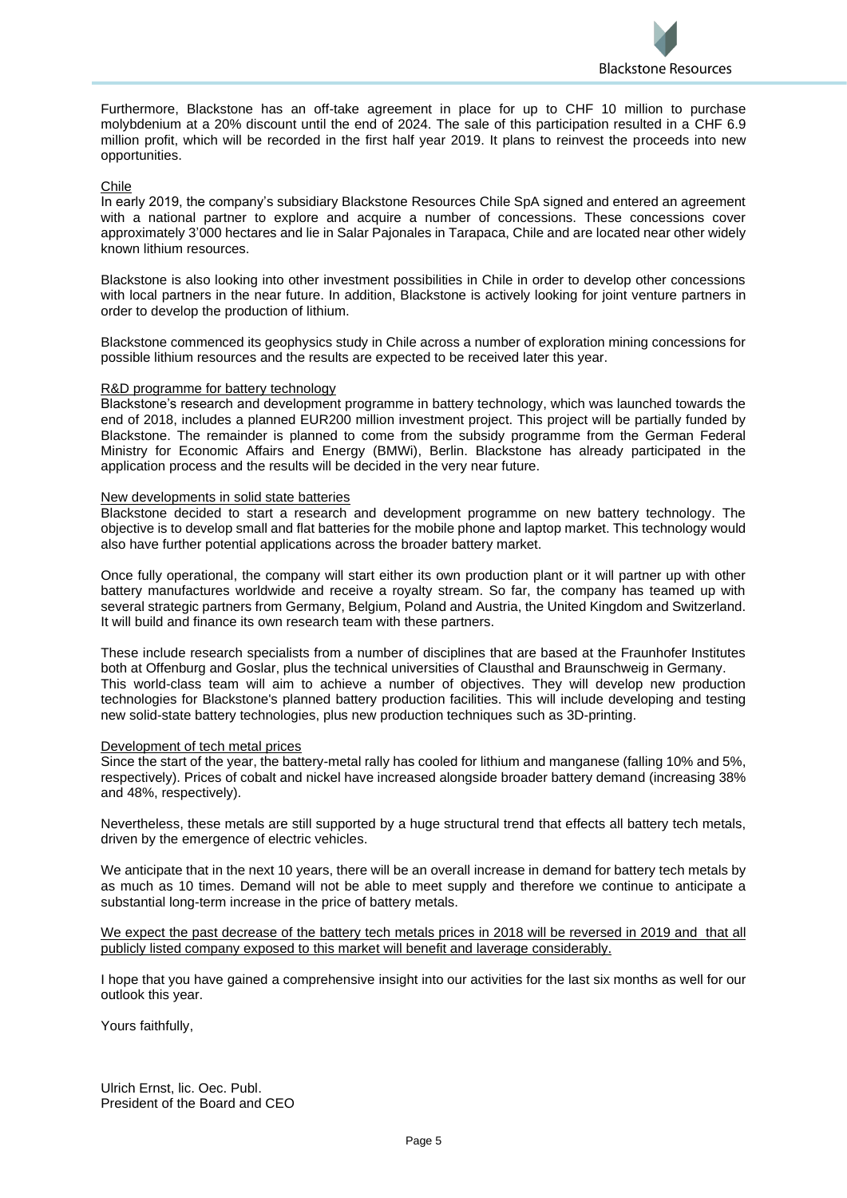Furthermore, Blackstone has an off-take agreement in place for up to CHF 10 million to purchase molybdenium at a 20% discount until the end of 2024. The sale of this participation resulted in a CHF 6.9 million profit, which will be recorded in the first half year 2019. It plans to reinvest the proceeds into new opportunities.

<u>Chile</u>

In early 2019, the company's subsidiary Blackstone Resources Chile SpA signed and entered an agreement with a national partner to explore and acquire a number of concessions. These concessions cover approximately 3'000 hectares and lie in Salar Pajonales in Tarapaca, Chile and are located near other widely known lithium resources.

Blackstone is also looking into other investment possibilities in Chile in order to develop other concessions with local partners in the near future. In addition, Blackstone is actively looking for joint venture partners in order to develop the production of lithium.

Blackstone commenced its geophysics study in Chile across a number of exploration mining concessions for possible lithium resources and the results are expected to be received later this year.

<u>R&D programme for battery technology</u>

Blackstone's research and development programme in battery technology, which was launched towards the end of 2018, includes a planned EUR200 million investment project. This project will be partially funded by Blackstone. The remainder is planned to come from the subsidy programme from the German Federal Ministry for Economic Affairs and Energy (BMWi), Berlin. Blackstone has already participated in the application process and the results will be decided in the very near future.

<u>New developments in solid state batteries</u>

Blackstone decided to start a research and development programme on new battery technology. The objective is to develop small and flat batteries for the mobile phone and laptop market. This technology would also have further potential applications across the broader battery market.

Once fully operational, the company will start either its own production plant or it will partner up with other battery manufactures worldwide and receive a royalty stream. So far, the company has teamed up with several strategic partners from Germany, Belgium, Poland and Austria, the United Kingdom and Switzerland. It will build and finance its own research team with these partners.

These include research specialists from a number of disciplines that are based at the Fraunhofer Institutes both at Offenburg and Goslar, plus the technical universities of Clausthal and Braunschweig in Germany. This world-class team will aim to achieve a number of objectives. They will develop new production technologies for Blackstone's planned battery production facilities. This will include developing and testing new solid-state battery technologies, plus new production techniques such as 3D-printing.

<u>Development of tech metal prices</u>

Since the start of the year, the battery-metal rally has cooled for lithium and manganese (falling 10% and 5%, respectively). Prices of cobalt and nickel have increased alongside broader battery demand (increasing 38% and 48%, respectively).

Nevertheless, these metals are still supported by a huge structural trend that effects all battery tech metals, driven by the emergence of electric vehicles.

We anticipate that in the next 10 years, there will be an overall increase in demand for battery tech metals by as much as 10 times. Demand will not be able to meet supply and therefore we continue to anticipate a substantial long-term increase in the price of battery metals.

<u>We expect the past decrease of the battery tech metals prices in 2018 will be reversed in 2019 and that all publicly listed company exposed to this market will benefit and laverage considerably.</u>

I hope that you have gained a comprehensive insight into our activities for the last six months as well for our outlook this year.

Yours faithfully,

Ulrich Ernst, lic. Oec. Publ.
President of the Board and CEO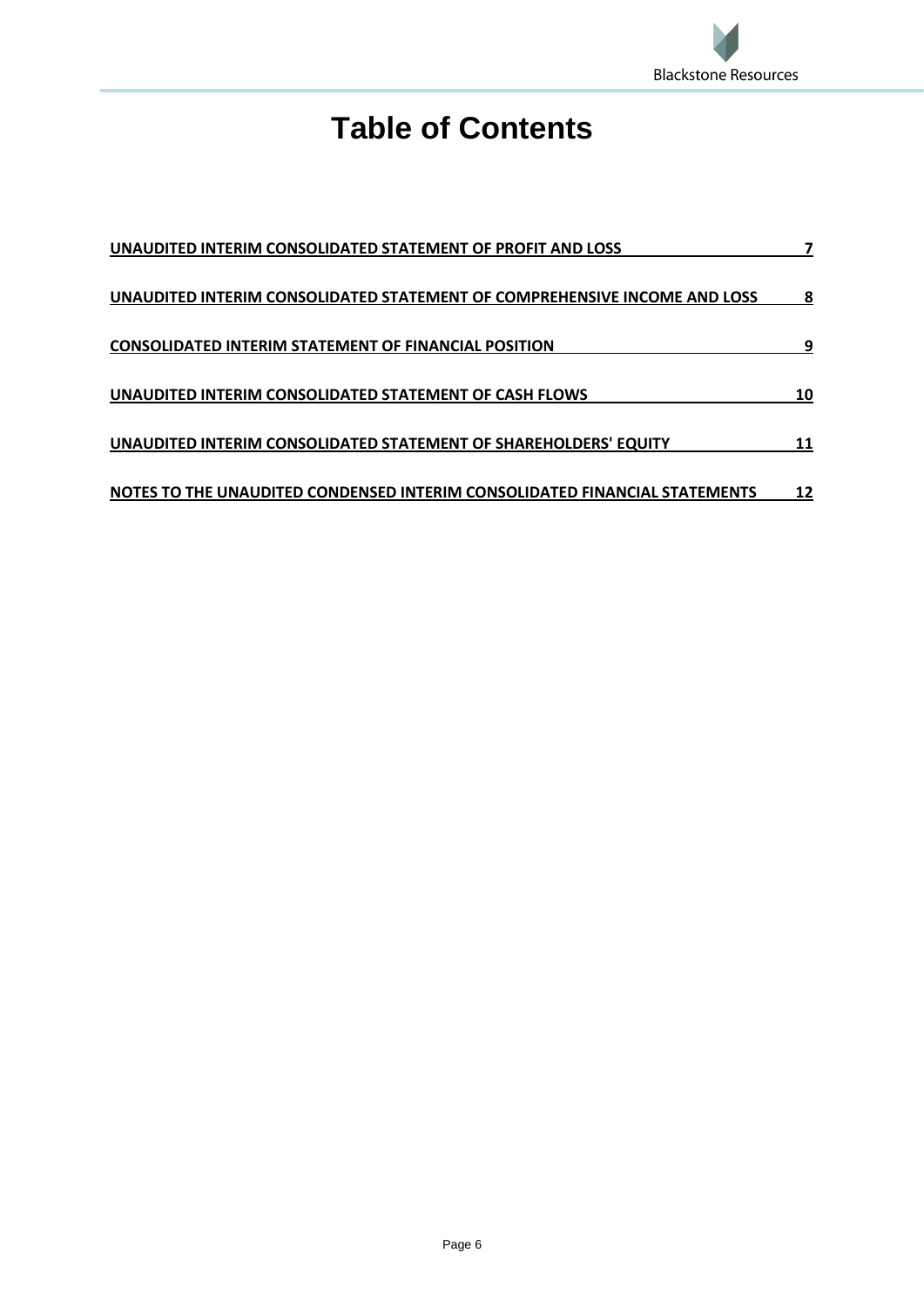# Table of Contents

| | |
|---|---|
| UNAUDITED INTERIM CONSOLIDATED STATEMENT OF PROFIT AND LOSS | 7 |
| UNAUDITED INTERIM CONSOLIDATED STATEMENT OF COMPREHENSIVE INCOME AND LOSS | 8 |
| CONSOLIDATED INTERIM STATEMENT OF FINANCIAL POSITION | 9 |
| UNAUDITED INTERIM CONSOLIDATED STATEMENT OF CASH FLOWS | 10 |
| UNAUDITED INTERIM CONSOLIDATED STATEMENT OF SHAREHOLDERS' EQUITY | 11 |
| NOTES TO THE UNAUDITED CONDENSED INTERIM CONSOLIDATED FINANCIAL STATEMENTS | 12 |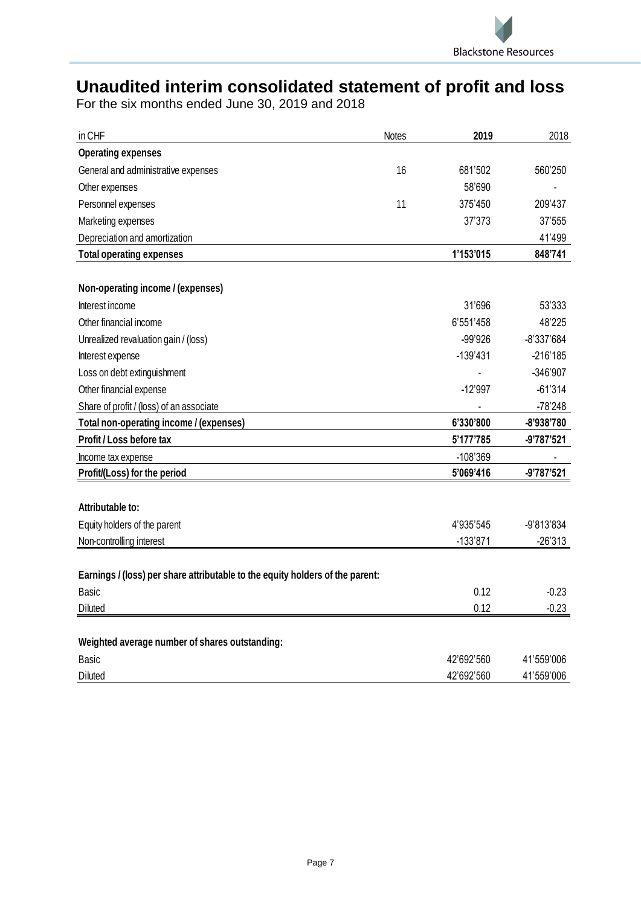# Unaudited interim consolidated statement of profit and loss

For the six months ended June 30, 2019 and 2018

| in CHF | Notes | 2019 | 2018 |
|---|---|---|---|
| **Operating expenses** | | | |
| General and administrative expenses | 16 | 681'502 | 560'250 |
| Other expenses | | 58'690 | - |
| Personnel expenses | 11 | 375'450 | 209'437 |
| Marketing expenses | | 37'373 | 37'555 |
| Depreciation and amortization | | | 41'499 |
| **Total operating expenses** | | **1'153'015** | **848'741** |
| | | | |
| **Non-operating income / (expenses)** | | | |
| Interest income | | 31'696 | 53'333 |
| Other financial income | | 6'551'458 | 48'225 |
| Unrealized revaluation gain / (loss) | | -99'926 | -8'337'684 |
| Interest expense | | -139'431 | -216'185 |
| Loss on debt extinguishment | | - | -346'907 |
| Other financial expense | | -12'997 | -61'314 |
| Share of profit / (loss) of an associate | | - | -78'248 |
| **Total non-operating income / (expenses)** | | **6'330'800** | **-8'938'780** |
| **Profit / Loss before tax** | | **5'177'785** | **-9'787'521** |
| Income tax expense | | -108'369 | - |
| **Profit/(Loss) for the period** | | **5'069'416** | **-9'787'521** |
| | | | |
| **Attributable to:** | | | |
| Equity holders of the parent | | 4'935'545 | -9'813'834 |
| Non-controlling interest | | -133'871 | -26'313 |
| | | | |
| **Earnings / (loss) per share attributable to the equity holders of the parent:** | | | |
| Basic | | 0.12 | -0.23 |
| Diluted | | 0.12 | -0.23 |
| | | | |
| **Weighted average number of shares outstanding:** | | | |
| Basic | | 42'692'560 | 41'559'006 |
| Diluted | | 42'692'560 | 41'559'006 |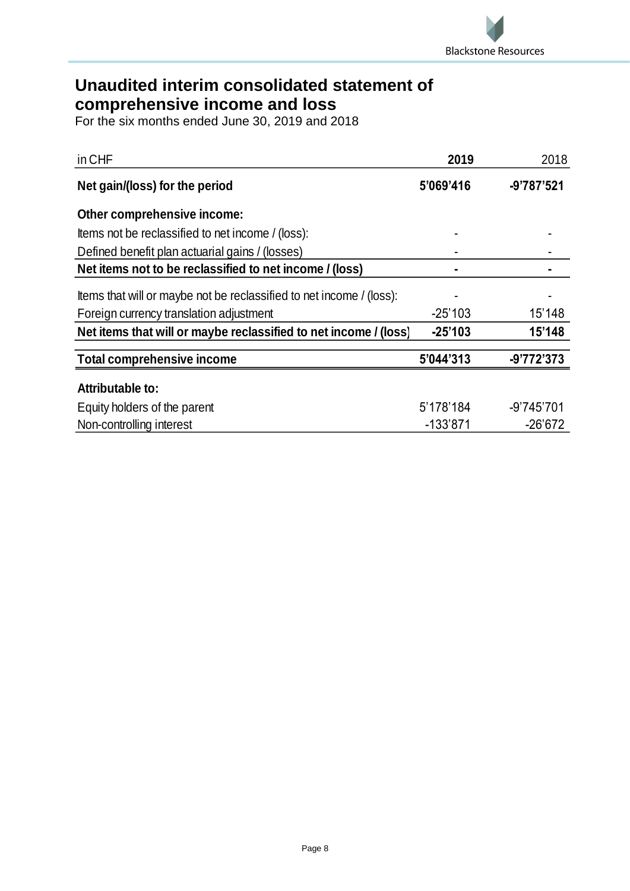# Unaudited interim consolidated statement of comprehensive income and loss

For the six months ended June 30, 2019 and 2018

| in CHF | **2019** | 2018 |
|---|---|---|
| **Net gain/(loss) for the period** | **5'069'416** | **-9'787'521** |
| **Other comprehensive income:** | | |
| Items not be reclassified to net income / (loss): | - | - |
| Defined benefit plan actuarial gains / (losses) | - | - |
| **Net items not to be reclassified to net income / (loss)** | **-** | **-** |
| Items that will or maybe not be reclassified to net income / (loss): | - | - |
| Foreign currency translation adjustment | -25'103 | 15'148 |
| **Net items that will or maybe reclassified to net income / (loss)** | **-25'103** | **15'148** |
| **Total comprehensive income** | **5'044'313** | **-9'772'373** |
| **Attributable to:** | | |
| Equity holders of the parent | 5'178'184 | -9'745'701 |
| Non-controlling interest | -133'871 | -26'672 |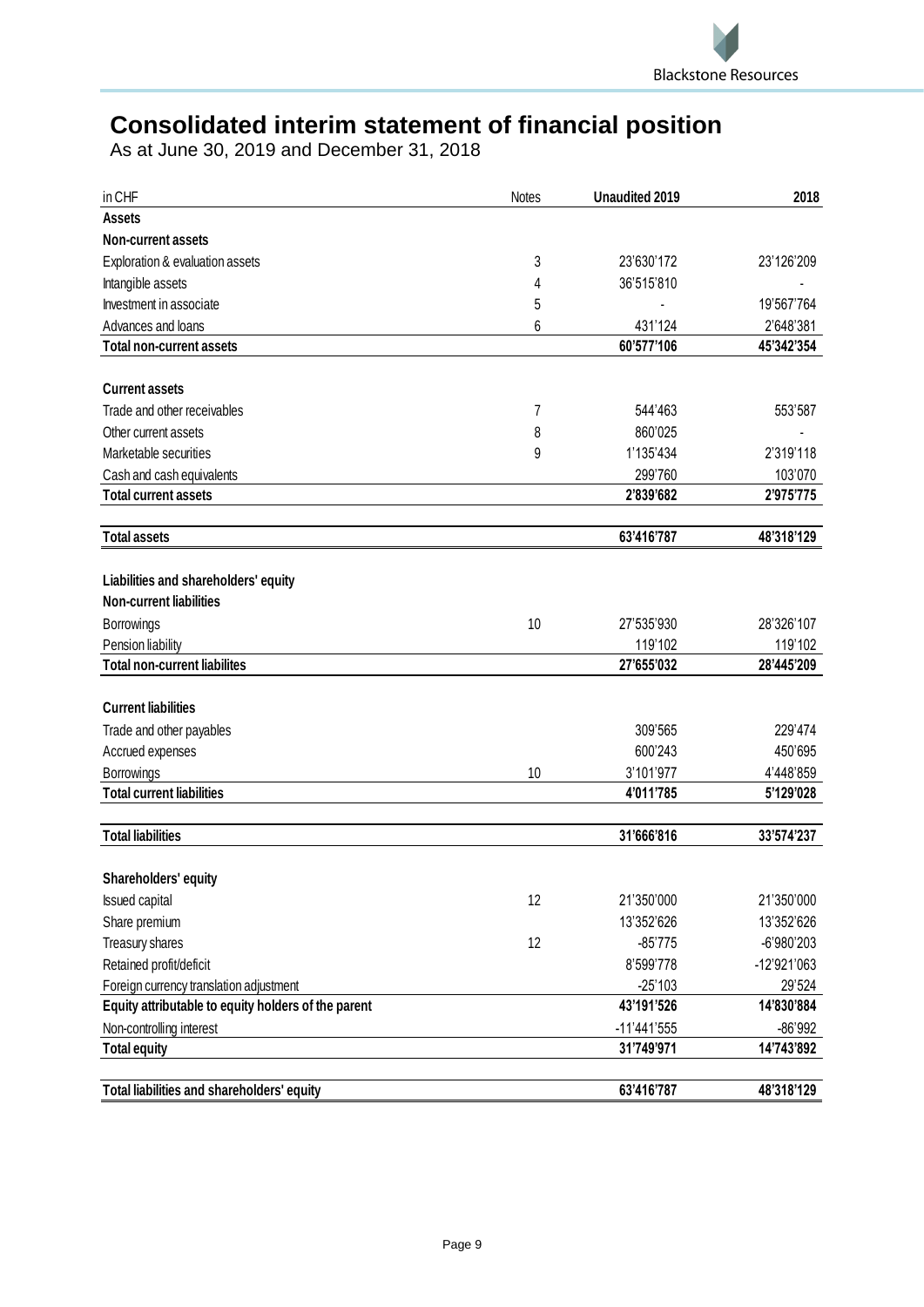# Consolidated interim statement of financial position

As at June 30, 2019 and December 31, 2018

| in CHF | Notes | Unaudited 2019 | 2018 |
|---|---|---|---|
| **Assets** | | | |
| **Non-current assets** | | | |
| Exploration & evaluation assets | 3 | 23'630'172 | 23'126'209 |
| Intangible assets | 4 | 36'515'810 | - |
| Investment in associate | 5 | - | 19'567'764 |
| Advances and loans | 6 | 431'124 | 2'648'381 |
| **Total non-current assets** | | **60'577'106** | **45'342'354** |
| | | | |
| **Current assets** | | | |
| Trade and other receivables | 7 | 544'463 | 553'587 |
| Other current assets | 8 | 860'025 | - |
| Marketable securities | 9 | 1'135'434 | 2'319'118 |
| Cash and cash equivalents | | 299'760 | 103'070 |
| **Total current assets** | | **2'839'682** | **2'975'775** |
| | | | |
| **Total assets** | | **63'416'787** | **48'318'129** |
| | | | |
| **Liabilities and shareholders' equity** | | | |
| **Non-current liabilities** | | | |
| Borrowings | 10 | 27'535'930 | 28'326'107 |
| Pension liability | | 119'102 | 119'102 |
| **Total non-current liabilites** | | **27'655'032** | **28'445'209** |
| | | | |
| **Current liabilities** | | | |
| Trade and other payables | | 309'565 | 229'474 |
| Accrued expenses | | 600'243 | 450'695 |
| Borrowings | 10 | 3'101'977 | 4'448'859 |
| **Total current liabilities** | | **4'011'785** | **5'129'028** |
| | | | |
| **Total liabilities** | | **31'666'816** | **33'574'237** |
| | | | |
| **Shareholders' equity** | | | |
| Issued capital | 12 | 21'350'000 | 21'350'000 |
| Share premium | | 13'352'626 | 13'352'626 |
| Treasury shares | 12 | -85'775 | -6'980'203 |
| Retained profit/deficit | | 8'599'778 | -12'921'063 |
| Foreign currency translation adjustment | | -25'103 | 29'524 |
| **Equity attributable to equity holders of the parent** | | **43'191'526** | **14'830'884** |
| Non-controlling interest | | -11'441'555 | -86'992 |
| **Total equity** | | **31'749'971** | **14'743'892** |
| | | | |
| **Total liabilities and shareholders' equity** | | **63'416'787** | **48'318'129** |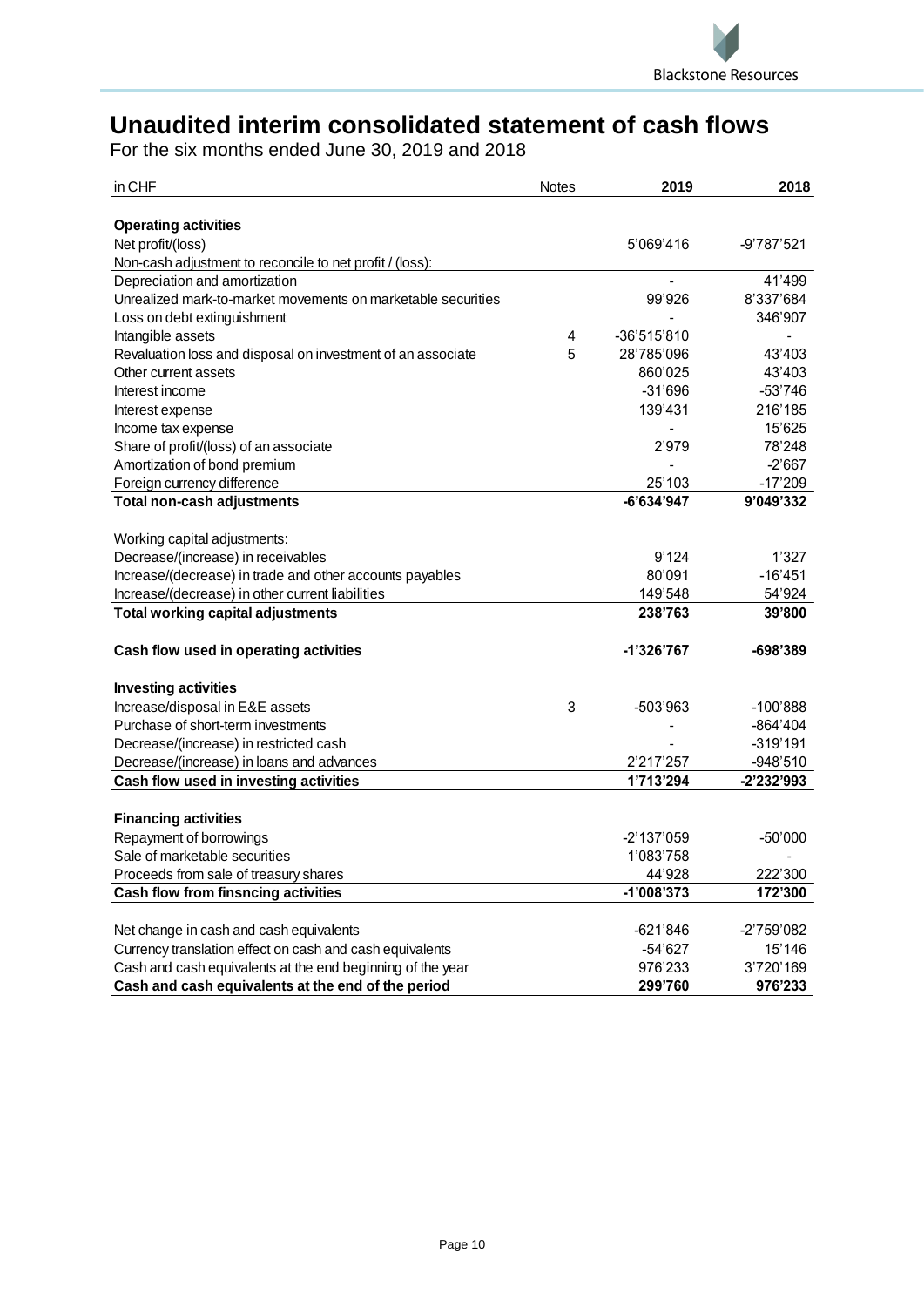# Unaudited interim consolidated statement of cash flows

For the six months ended June 30, 2019 and 2018

| in CHF | Notes | 2019 | 2018 |
|---|---|---|---|
| **Operating activities** | | | |
| Net profit/(loss) | | 5'069'416 | -9'787'521 |
| Non-cash adjustment to reconcile to net profit / (loss): | | | |
| Depreciation and amortization | | - | 41'499 |
| Unrealized mark-to-market movements on marketable securities | | 99'926 | 8'337'684 |
| Loss on debt extinguishment | | - | 346'907 |
| Intangible assets | 4 | -36'515'810 | - |
| Revaluation loss and disposal on investment of an associate | 5 | 28'785'096 | 43'403 |
| Other current assets | | 860'025 | 43'403 |
| Interest income | | -31'696 | -53'746 |
| Interest expense | | 139'431 | 216'185 |
| Income tax expense | | - | 15'625 |
| Share of profit/(loss) of an associate | | 2'979 | 78'248 |
| Amortization of bond premium | | - | -2'667 |
| Foreign currency difference | | 25'103 | -17'209 |
| **Total non-cash adjustments** | | **-6'634'947** | **9'049'332** |
| Working capital adjustments: | | | |
| Decrease/(increase) in receivables | | 9'124 | 1'327 |
| Increase/(decrease) in trade and other accounts payables | | 80'091 | -16'451 |
| Increase/(decrease) in other current liabilities | | 149'548 | 54'924 |
| **Total working capital adjustments** | | **238'763** | **39'800** |
| **Cash flow used in operating activities** | | **-1'326'767** | **-698'389** |
| **Investing activities** | | | |
| Increase/disposal in E&E assets | 3 | -503'963 | -100'888 |
| Purchase of short-term investments | | - | -864'404 |
| Decrease/(increase) in restricted cash | | - | -319'191 |
| Decrease/(increase) in loans and advances | | 2'217'257 | -948'510 |
| **Cash flow used in investing activities** | | **1'713'294** | **-2'232'993** |
| **Financing activities** | | | |
| Repayment of borrowings | | -2'137'059 | -50'000 |
| Sale of marketable securities | | 1'083'758 | - |
| Proceeds from sale of treasury shares | | 44'928 | 222'300 |
| **Cash flow from finsncing activities** | | **-1'008'373** | **172'300** |
| Net change in cash and cash equivalents | | -621'846 | -2'759'082 |
| Currency translation effect on cash and cash equivalents | | -54'627 | 15'146 |
| Cash and cash equivalents at the end beginning of the year | | 976'233 | 3'720'169 |
| **Cash and cash equivalents at the end of the period** | | **299'760** | **976'233** |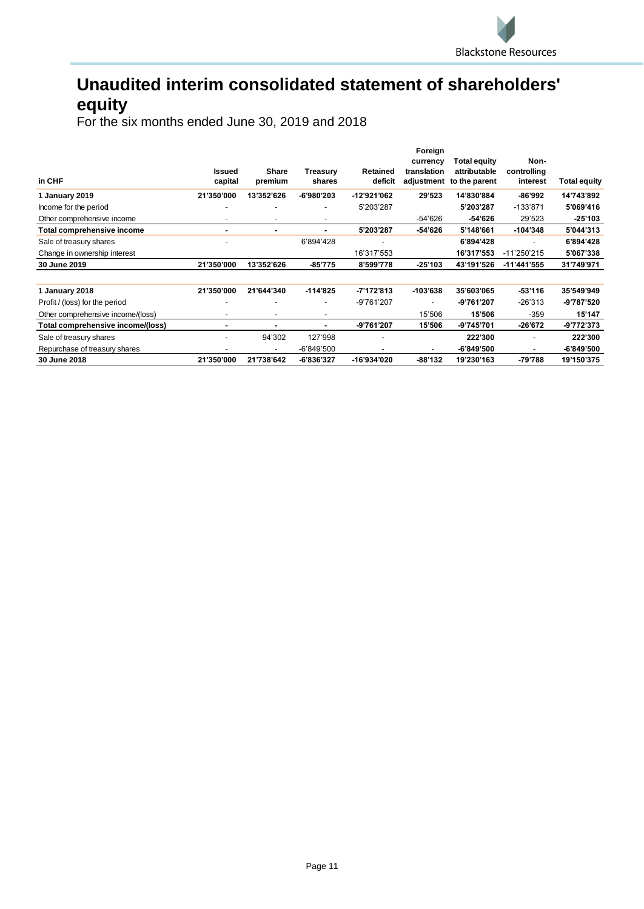# Unaudited interim consolidated statement of shareholders' equity

For the six months ended June 30, 2019 and 2018

| in CHF | Issued capital | Share premium | Treasury shares | Retained deficit | Foreign currency translation adjustment | Total equity attributable to the parent | Non-controlling interest | Total equity |
|---|---|---|---|---|---|---|---|---|
| **1 January 2019** | **21'350'000** | **13'352'626** | **-6'980'203** | **-12'921'062** | **29'523** | **14'830'884** | **-86'992** | **14'743'892** |
| Income for the period | - | - | - | 5'203'287 | | **5'203'287** | -133'871 | **5'069'416** |
| Other comprehensive income | - | - | - | | -54'626 | **-54'626** | 29'523 | **-25'103** |
| **Total comprehensive income** | **-** | **-** | **-** | **5'203'287** | **-54'626** | **5'148'661** | **-104'348** | **5'044'313** |
| Sale of treasury shares | - | | 6'894'428 | - | | **6'894'428** | - | **6'894'428** |
| Change in ownership interest | | | | 16'317'553 | | **16'317'553** | -11'250'215 | **5'067'338** |
| **30 June 2019** | **21'350'000** | **13'352'626** | **-85'775** | **8'599'778** | **-25'103** | **43'191'526** | **-11'441'555** | **31'749'971** |
| | | | | | | | | |
| **1 January 2018** | **21'350'000** | **21'644'340** | **-114'825** | **-7'172'813** | **-103'638** | **35'603'065** | **-53'116** | **35'549'949** |
| Profit / (loss) for the period | - | - | - | -9'761'207 | - | **-9'761'207** | -26'313 | **-9'787'520** |
| Other comprehensive income/(loss) | - | - | - | | 15'506 | **15'506** | -359 | **15'147** |
| **Total comprehensive income/(loss)** | **-** | **-** | **-** | **-9'761'207** | **15'506** | **-9'745'701** | **-26'672** | **-9'772'373** |
| Sale of treasury shares | - | 94'302 | 127'998 | - | | **222'300** | - | **222'300** |
| Repurchase of treasury shares | - | - | -6'849'500 | - | - | **-6'849'500** | - | **-6'849'500** |
| **30 June 2018** | **21'350'000** | **21'738'642** | **-6'836'327** | **-16'934'020** | **-88'132** | **19'230'163** | **-79'788** | **19'150'375** |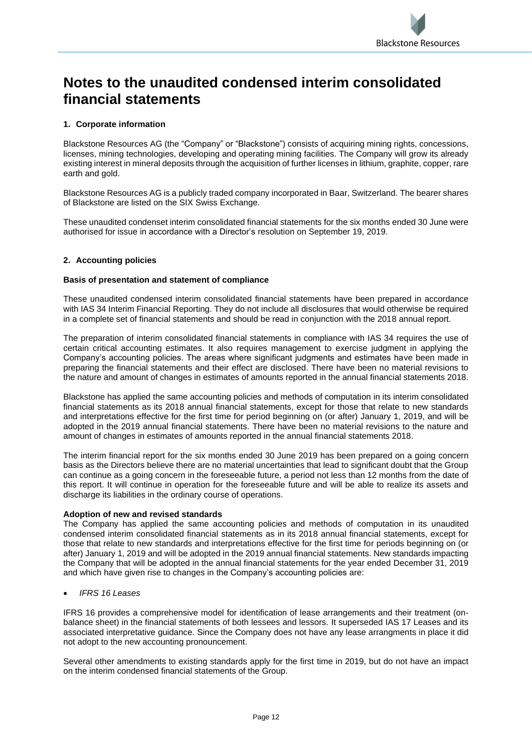# Notes to the unaudited condensed interim consolidated financial statements

## 1. Corporate information

Blackstone Resources AG (the "Company" or "Blackstone") consists of acquiring mining rights, concessions, licenses, mining technologies, developing and operating mining facilities. The Company will grow its already existing interest in mineral deposits through the acquisition of further licenses in lithium, graphite, copper, rare earth and gold.

Blackstone Resources AG is a publicly traded company incorporated in Baar, Switzerland. The bearer shares of Blackstone are listed on the SIX Swiss Exchange.

These unaudited condenset interim consolidated financial statements for the six months ended 30 June were authorised for issue in accordance with a Director's resolution on September 19, 2019.

## 2. Accounting policies

### Basis of presentation and statement of compliance

These unaudited condensed interim consolidated financial statements have been prepared in accordance with IAS 34 Interim Financial Reporting. They do not include all disclosures that would otherwise be required in a complete set of financial statements and should be read in conjunction with the 2018 annual report.

The preparation of interim consolidated financial statements in compliance with IAS 34 requires the use of certain critical accounting estimates. It also requires management to exercise judgment in applying the Company's accounting policies. The areas where significant judgments and estimates have been made in preparing the financial statements and their effect are disclosed. There have been no material revisions to the nature and amount of changes in estimates of amounts reported in the annual financial statements 2018.

Blackstone has applied the same accounting policies and methods of computation in its interim consolidated financial statements as its 2018 annual financial statements, except for those that relate to new standards and interpretations effective for the first time for period beginning on (or after) January 1, 2019, and will be adopted in the 2019 annual financial statements. There have been no material revisions to the nature and amount of changes in estimates of amounts reported in the annual financial statements 2018.

The interim financial report for the six months ended 30 June 2019 has been prepared on a going concern basis as the Directors believe there are no material uncertainties that lead to significant doubt that the Group can continue as a going concern in the foreseeable future, a period not less than 12 months from the date of this report. It will continue in operation for the foreseeable future and will be able to realize its assets and discharge its liabilities in the ordinary course of operations.

### Adoption of new and revised standards

The Company has applied the same accounting policies and methods of computation in its unaudited condensed interim consolidated financial statements as in its 2018 annual financial statements, except for those that relate to new standards and interpretations effective for the first time for periods beginning on (or after) January 1, 2019 and will be adopted in the 2019 annual financial statements. New standards impacting the Company that will be adopted in the annual financial statements for the year ended December 31, 2019 and which have given rise to changes in the Company's accounting policies are:

- *IFRS 16 Leases*

IFRS 16 provides a comprehensive model for identification of lease arrangements and their treatment (on-balance sheet) in the financial statements of both lessees and lessors. It superseded IAS 17 Leases and its associated interpretative guidance. Since the Company does not have any lease arrangments in place it did not adopt to the new accounting pronouncement.

Several other amendments to existing standards apply for the first time in 2019, but do not have an impact on the interim condensed financial statements of the Group.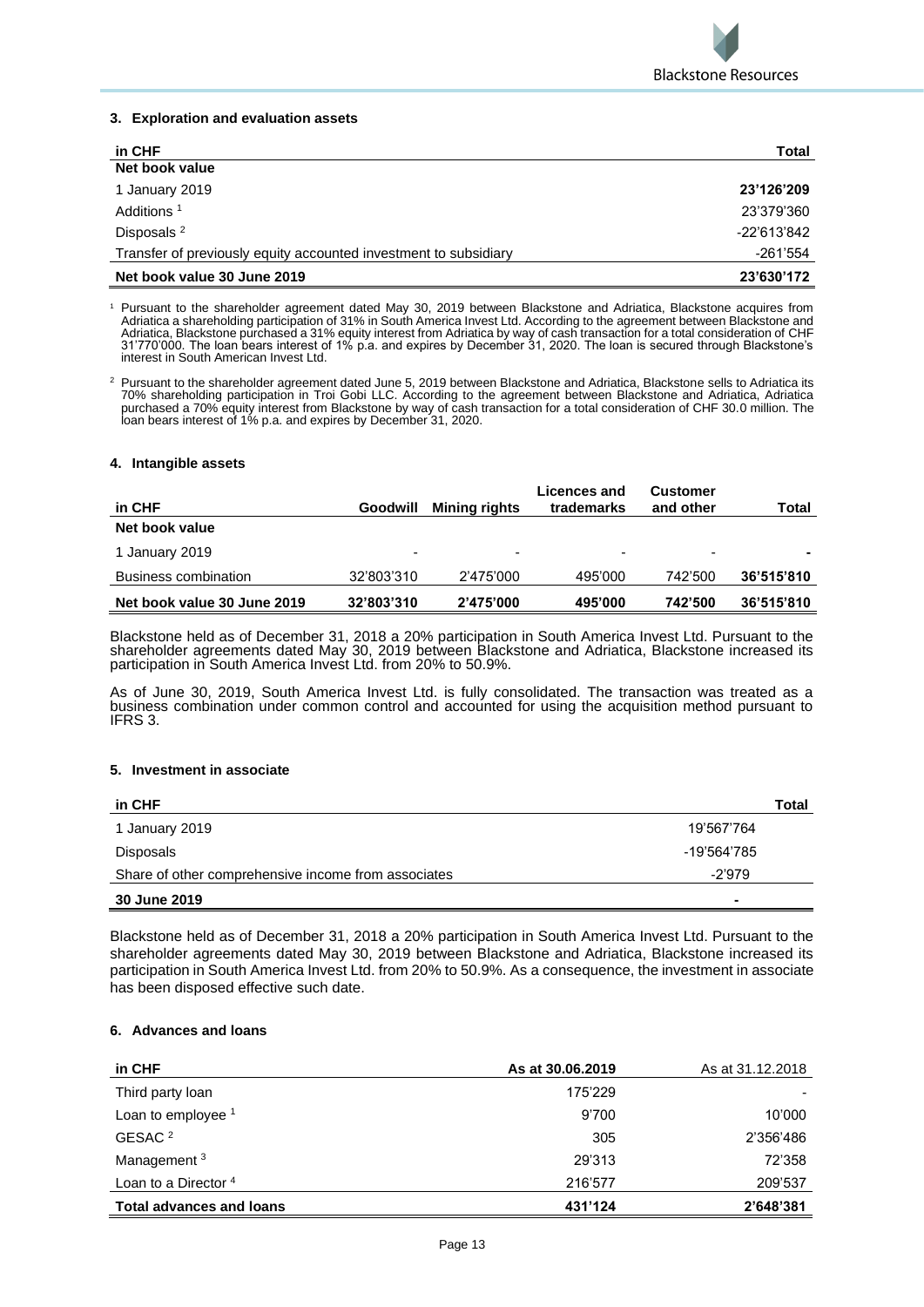### 3. Exploration and evaluation assets

| in CHF | Total |
|---|---|
| **Net book value** | |
| 1 January 2019 | **23'126'209** |
| Additions [1] | 23'379'360 |
| Disposals [2] | -22'613'842 |
| Transfer of previously equity accounted investment to subsidiary | -261'554 |
| **Net book value 30 June 2019** | **23'630'172** |

[1] Pursuant to the shareholder agreement dated May 30, 2019 between Blackstone and Adriatica, Blackstone acquires from Adriatica a shareholding participation of 31% in South America Invest Ltd. According to the agreement between Blackstone and Adriatica, Blackstone purchased a 31% equity interest from Adriatica by way of cash transaction for a total consideration of CHF 31'770'000. The loan bears interest of 1% p.a. and expires by December 31, 2020. The loan is secured through Blackstone's interest in South American Invest Ltd.

[2] Pursuant to the shareholder agreement dated June 5, 2019 between Blackstone and Adriatica, Blackstone sells to Adriatica its 70% shareholding participation in Troi Gobi LLC. According to the agreement between Blackstone and Adriatica, Adriatica purchased a 70% equity interest from Blackstone by way of cash transaction for a total consideration of CHF 30.0 million. The loan bears interest of 1% p.a. and expires by December 31, 2020.

### 4. Intangible assets

| in CHF | Goodwill | Mining rights | Licences and trademarks | Customer and other | Total |
|---|---|---|---|---|---|
| **Net book value** | | | | | |
| 1 January 2019 | - | - | - | - | - |
| Business combination | 32'803'310 | 2'475'000 | 495'000 | 742'500 | **36'515'810** |
| **Net book value 30 June 2019** | **32'803'310** | **2'475'000** | **495'000** | **742'500** | **36'515'810** |

Blackstone held as of December 31, 2018 a 20% participation in South America Invest Ltd. Pursuant to the shareholder agreements dated May 30, 2019 between Blackstone and Adriatica, Blackstone increased its participation in South America Invest Ltd. from 20% to 50.9%.

As of June 30, 2019, South America Invest Ltd. is fully consolidated. The transaction was treated as a business combination under common control and accounted for using the acquisition method pursuant to IFRS 3.

### 5. Investment in associate

| in CHF | Total |
|---|---|
| 1 January 2019 | 19'567'764 |
| Disposals | -19'564'785 |
| Share of other comprehensive income from associates | -2'979 |
| **30 June 2019** | - |

Blackstone held as of December 31, 2018 a 20% participation in South America Invest Ltd. Pursuant to the shareholder agreements dated May 30, 2019 between Blackstone and Adriatica, Blackstone increased its participation in South America Invest Ltd. from 20% to 50.9%. As a consequence, the investment in associate has been disposed effective such date.

### 6. Advances and loans

| in CHF | As at 30.06.2019 | As at 31.12.2018 |
|---|---|---|
| Third party loan | 175'229 | - |
| Loan to employee [1] | 9'700 | 10'000 |
| GESAC [2] | 305 | 2'356'486 |
| Management [3] | 29'313 | 72'358 |
| Loan to a Director [4] | 216'577 | 209'537 |
| **Total advances and loans** | **431'124** | **2'648'381** |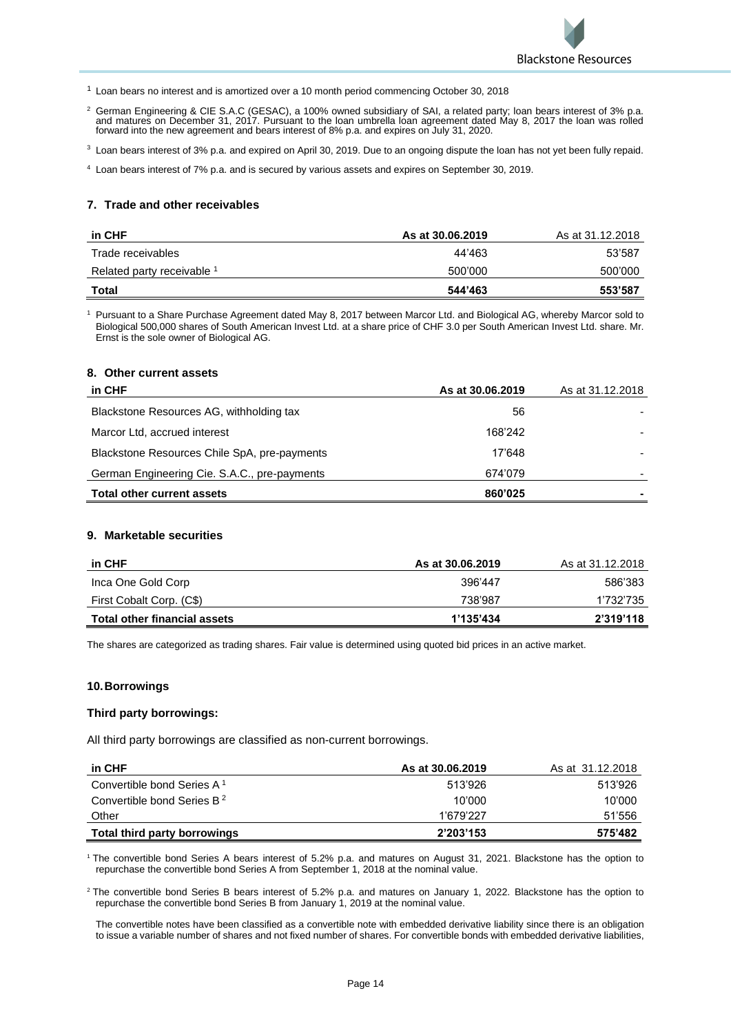[1] Loan bears no interest and is amortized over a 10 month period commencing October 30, 2018

[2] German Engineering & CIE S.A.C (GESAC), a 100% owned subsidiary of SAI, a related party; loan bears interest of 3% p.a. and matures on December 31, 2017. Pursuant to the loan umbrella loan agreement dated May 8, 2017 the loan was rolled forward into the new agreement and bears interest of 8% p.a. and expires on July 31, 2020.

[3] Loan bears interest of 3% p.a. and expired on April 30, 2019. Due to an ongoing dispute the loan has not yet been fully repaid.

[4] Loan bears interest of 7% p.a. and is secured by various assets and expires on September 30, 2019.

## 7. Trade and other receivables

| in CHF | As at 30.06.2019 | As at 31.12.2018 |
|---|---|---|
| Trade receivables | 44'463 | 53'587 |
| Related party receivable [1] | 500'000 | 500'000 |
| **Total** | **544'463** | **553'587** |

[1] Pursuant to a Share Purchase Agreement dated May 8, 2017 between Marcor Ltd. and Biological AG, whereby Marcor sold to Biological 500,000 shares of South American Invest Ltd. at a share price of CHF 3.0 per South American Invest Ltd. share. Mr. Ernst is the sole owner of Biological AG.

## 8. Other current assets

| in CHF | As at 30.06.2019 | As at 31.12.2018 |
|---|---|---|
| Blackstone Resources AG, withholding tax | 56 | - |
| Marcor Ltd, accrued interest | 168'242 | - |
| Blackstone Resources Chile SpA, pre-payments | 17'648 | - |
| German Engineering Cie. S.A.C., pre-payments | 674'079 | - |
| **Total other current assets** | **860'025** | **-** |

## 9. Marketable securities

| in CHF | As at 30.06.2019 | As at 31.12.2018 |
|---|---|---|
| Inca One Gold Corp | 396'447 | 586'383 |
| First Cobalt Corp. (C$) | 738'987 | 1'732'735 |
| **Total other financial assets** | **1'135'434** | **2'319'118** |

The shares are categorized as trading shares. Fair value is determined using quoted bid prices in an active market.

## 10. Borrowings

### Third party borrowings:

All third party borrowings are classified as non-current borrowings.

| in CHF | As at 30.06.2019 | As at 31.12.2018 |
|---|---|---|
| Convertible bond Series A [1] | 513'926 | 513'926 |
| Convertible bond Series B [2] | 10'000 | 10'000 |
| Other | 1'679'227 | 51'556 |
| **Total third party borrowings** | **2'203'153** | **575'482** |

[1] The convertible bond Series A bears interest of 5.2% p.a. and matures on August 31, 2021. Blackstone has the option to repurchase the convertible bond Series A from September 1, 2018 at the nominal value.

[2] The convertible bond Series B bears interest of 5.2% p.a. and matures on January 1, 2022. Blackstone has the option to repurchase the convertible bond Series B from January 1, 2019 at the nominal value.

The convertible notes have been classified as a convertible note with embedded derivative liability since there is an obligation to issue a variable number of shares and not fixed number of shares. For convertible bonds with embedded derivative liabilities,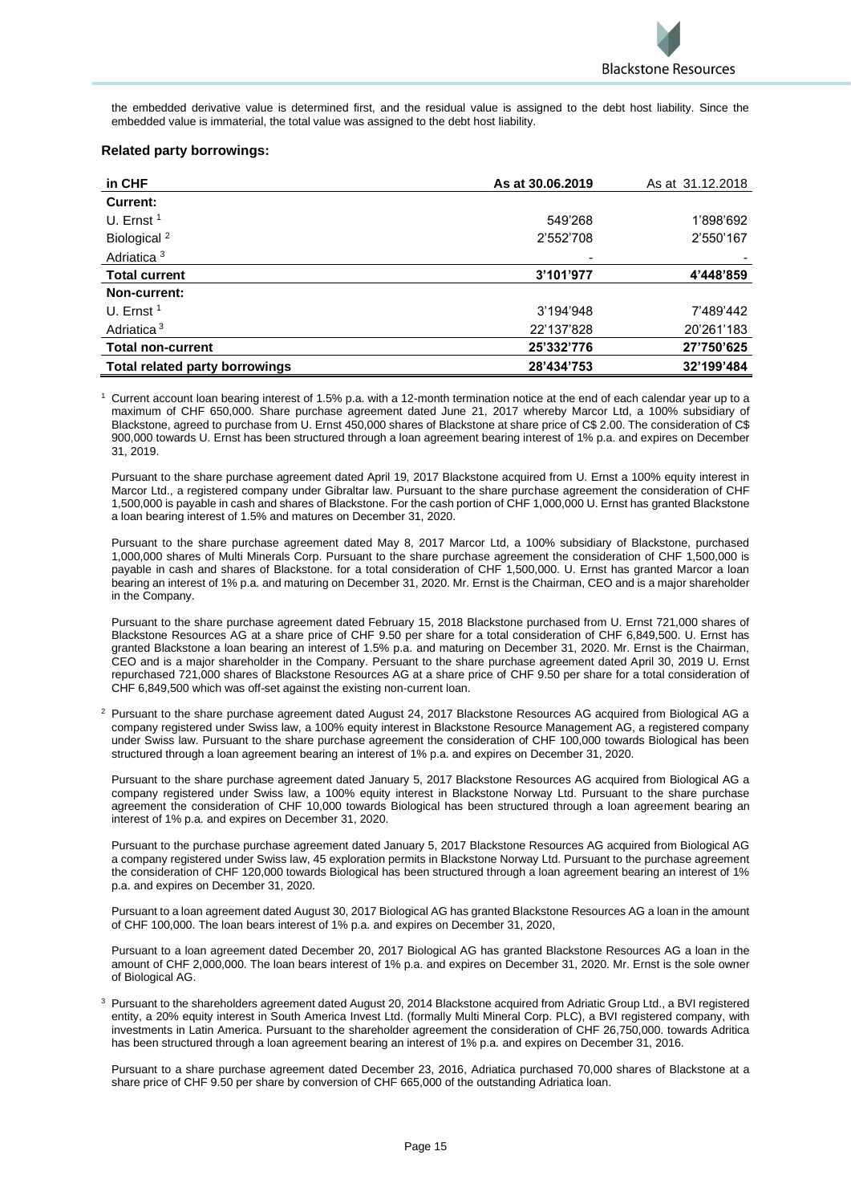the embedded derivative value is determined first, and the residual value is assigned to the debt host liability. Since the embedded value is immaterial, the total value was assigned to the debt host liability.

### Related party borrowings:

| in CHF | As at 30.06.2019 | As at 31.12.2018 |
|---|---|---|
| **Current:** | | |
| U. Ernst [1] | 549'268 | 1'898'692 |
| Biological [2] | 2'552'708 | 2'550'167 |
| Adriatica [3] | - | - |
| **Total current** | **3'101'977** | **4'448'859** |
| **Non-current:** | | |
| U. Ernst [1] | 3'194'948 | 7'489'442 |
| Adriatica [3] | 22'137'828 | 20'261'183 |
| **Total non-current** | **25'332'776** | **27'750'625** |
| **Total related party borrowings** | **28'434'753** | **32'199'484** |

[1] Current account loan bearing interest of 1.5% p.a. with a 12-month termination notice at the end of each calendar year up to a maximum of CHF 650,000. Share purchase agreement dated June 21, 2017 whereby Marcor Ltd, a 100% subsidiary of Blackstone, agreed to purchase from U. Ernst 450,000 shares of Blackstone at share price of C$ 2.00. The consideration of C$ 900,000 towards U. Ernst has been structured through a loan agreement bearing interest of 1% p.a. and expires on December 31, 2019.

Pursuant to the share purchase agreement dated April 19, 2017 Blackstone acquired from U. Ernst a 100% equity interest in Marcor Ltd., a registered company under Gibraltar law. Pursuant to the share purchase agreement the consideration of CHF 1,500,000 is payable in cash and shares of Blackstone. For the cash portion of CHF 1,000,000 U. Ernst has granted Blackstone a loan bearing interest of 1.5% and matures on December 31, 2020.

Pursuant to the share purchase agreement dated May 8, 2017 Marcor Ltd, a 100% subsidiary of Blackstone, purchased 1,000,000 shares of Multi Minerals Corp. Pursuant to the share purchase agreement the consideration of CHF 1,500,000 is payable in cash and shares of Blackstone. for a total consideration of CHF 1,500,000. U. Ernst has granted Marcor a loan bearing an interest of 1% p.a. and maturing on December 31, 2020. Mr. Ernst is the Chairman, CEO and is a major shareholder in the Company.

Pursuant to the share purchase agreement dated February 15, 2018 Blackstone purchased from U. Ernst 721,000 shares of Blackstone Resources AG at a share price of CHF 9.50 per share for a total consideration of CHF 6,849,500. U. Ernst has granted Blackstone a loan bearing an interest of 1.5% p.a. and maturing on December 31, 2020. Mr. Ernst is the Chairman, CEO and is a major shareholder in the Company. Persuant to the share purchase agreement dated April 30, 2019 U. Ernst repurchased 721,000 shares of Blackstone Resources AG at a share price of CHF 9.50 per share for a total consideration of CHF 6,849,500 which was off-set against the existing non-current loan.

[2] Pursuant to the share purchase agreement dated August 24, 2017 Blackstone Resources AG acquired from Biological AG a company registered under Swiss law, a 100% equity interest in Blackstone Resource Management AG, a registered company under Swiss law. Pursuant to the share purchase agreement the consideration of CHF 100,000 towards Biological has been structured through a loan agreement bearing an interest of 1% p.a. and expires on December 31, 2020.

Pursuant to the share purchase agreement dated January 5, 2017 Blackstone Resources AG acquired from Biological AG a company registered under Swiss law, a 100% equity interest in Blackstone Norway Ltd. Pursuant to the share purchase agreement the consideration of CHF 10,000 towards Biological has been structured through a loan agreement bearing an interest of 1% p.a. and expires on December 31, 2020.

Pursuant to the purchase purchase agreement dated January 5, 2017 Blackstone Resources AG acquired from Biological AG a company registered under Swiss law, 45 exploration permits in Blackstone Norway Ltd. Pursuant to the purchase agreement the consideration of CHF 120,000 towards Biological has been structured through a loan agreement bearing an interest of 1% p.a. and expires on December 31, 2020.

Pursuant to a loan agreement dated August 30, 2017 Biological AG has granted Blackstone Resources AG a loan in the amount of CHF 100,000. The loan bears interest of 1% p.a. and expires on December 31, 2020,

Pursuant to a loan agreement dated December 20, 2017 Biological AG has granted Blackstone Resources AG a loan in the amount of CHF 2,000,000. The loan bears interest of 1% p.a. and expires on December 31, 2020. Mr. Ernst is the sole owner of Biological AG.

[3] Pursuant to the shareholders agreement dated August 20, 2014 Blackstone acquired from Adriatic Group Ltd., a BVI registered entity, a 20% equity interest in South America Invest Ltd. (formally Multi Mineral Corp. PLC), a BVI registered company, with investments in Latin America. Pursuant to the shareholder agreement the consideration of CHF 26,750,000. towards Adritica has been structured through a loan agreement bearing an interest of 1% p.a. and expires on December 31, 2016.

Pursuant to a share purchase agreement dated December 23, 2016, Adriatica purchased 70,000 shares of Blackstone at a share price of CHF 9.50 per share by conversion of CHF 665,000 of the outstanding Adriatica loan.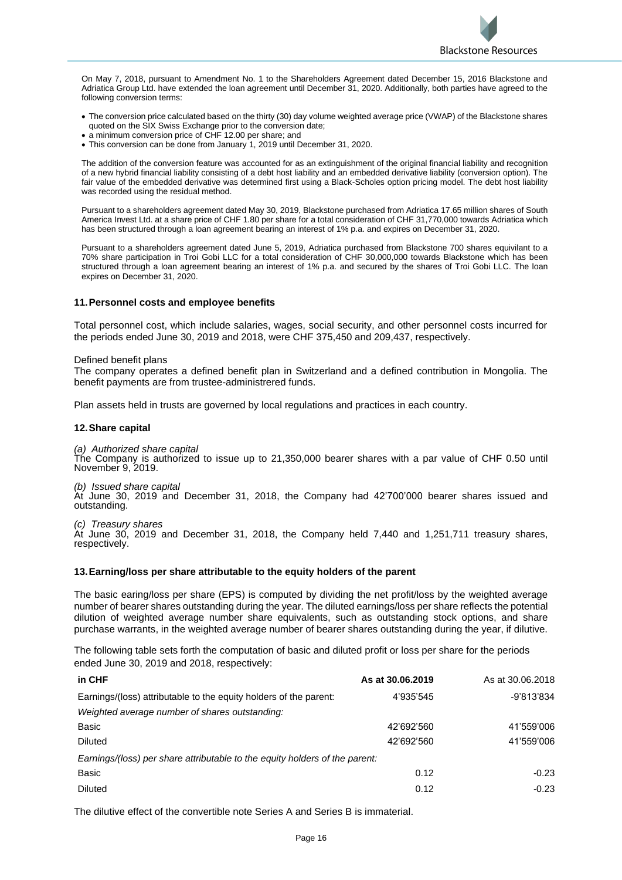On May 7, 2018, pursuant to Amendment No. 1 to the Shareholders Agreement dated December 15, 2016 Blackstone and Adriatica Group Ltd. have extended the loan agreement until December 31, 2020. Additionally, both parties have agreed to the following conversion terms:

- The conversion price calculated based on the thirty (30) day volume weighted average price (VWAP) of the Blackstone shares quoted on the SIX Swiss Exchange prior to the conversion date;
- a minimum conversion price of CHF 12.00 per share; and
- This conversion can be done from January 1, 2019 until December 31, 2020.

The addition of the conversion feature was accounted for as an extinguishment of the original financial liability and recognition of a new hybrid financial liability consisting of a debt host liability and an embedded derivative liability (conversion option). The fair value of the embedded derivative was determined first using a Black-Scholes option pricing model. The debt host liability was recorded using the residual method.

Pursuant to a shareholders agreement dated May 30, 2019, Blackstone purchased from Adriatica 17.65 million shares of South America Invest Ltd. at a share price of CHF 1.80 per share for a total consideration of CHF 31,770,000 towards Adriatica which has been structured through a loan agreement bearing an interest of 1% p.a. and expires on December 31, 2020.

Pursuant to a shareholders agreement dated June 5, 2019, Adriatica purchased from Blackstone 700 shares equivilant to a 70% share participation in Troi Gobi LLC for a total consideration of CHF 30,000,000 towards Blackstone which has been structured through a loan agreement bearing an interest of 1% p.a. and secured by the shares of Troi Gobi LLC. The loan expires on December 31, 2020.

## 11. Personnel costs and employee benefits

Total personnel cost, which include salaries, wages, social security, and other personnel costs incurred for the periods ended June 30, 2019 and 2018, were CHF 375,450 and 209,437, respectively.

Defined benefit plans

The company operates a defined benefit plan in Switzerland and a defined contribution in Mongolia. The benefit payments are from trustee-administrered funds.

Plan assets held in trusts are governed by local regulations and practices in each country.

## 12. Share capital

*(a) Authorized share capital*

The Company is authorized to issue up to 21,350,000 bearer shares with a par value of CHF 0.50 until November 9, 2019.

*(b) Issued share capital*

At June 30, 2019 and December 31, 2018, the Company had 42'700'000 bearer shares issued and outstanding.

*(c) Treasury shares*

At June 30, 2019 and December 31, 2018, the Company held 7,440 and 1,251,711 treasury shares, respectively.

## 13. Earning/loss per share attributable to the equity holders of the parent

The basic earing/loss per share (EPS) is computed by dividing the net profit/loss by the weighted average number of bearer shares outstanding during the year. The diluted earnings/loss per share reflects the potential dilution of weighted average number share equivalents, such as outstanding stock options, and share purchase warrants, in the weighted average number of bearer shares outstanding during the year, if dilutive.

The following table sets forth the computation of basic and diluted profit or loss per share for the periods ended June 30, 2019 and 2018, respectively:

| in CHF | As at 30.06.2019 | As at 30.06.2018 |
|---|---|---|
| Earnings/(loss) attributable to the equity holders of the parent: | 4'935'545 | -9'813'834 |
| *Weighted average number of shares outstanding:* | | |
| Basic | 42'692'560 | 41'559'006 |
| Diluted | 42'692'560 | 41'559'006 |
| *Earnings/(loss) per share attributable to the equity holders of the parent:* | | |
| Basic | 0.12 | -0.23 |
| Diluted | 0.12 | -0.23 |

The dilutive effect of the convertible note Series A and Series B is immaterial.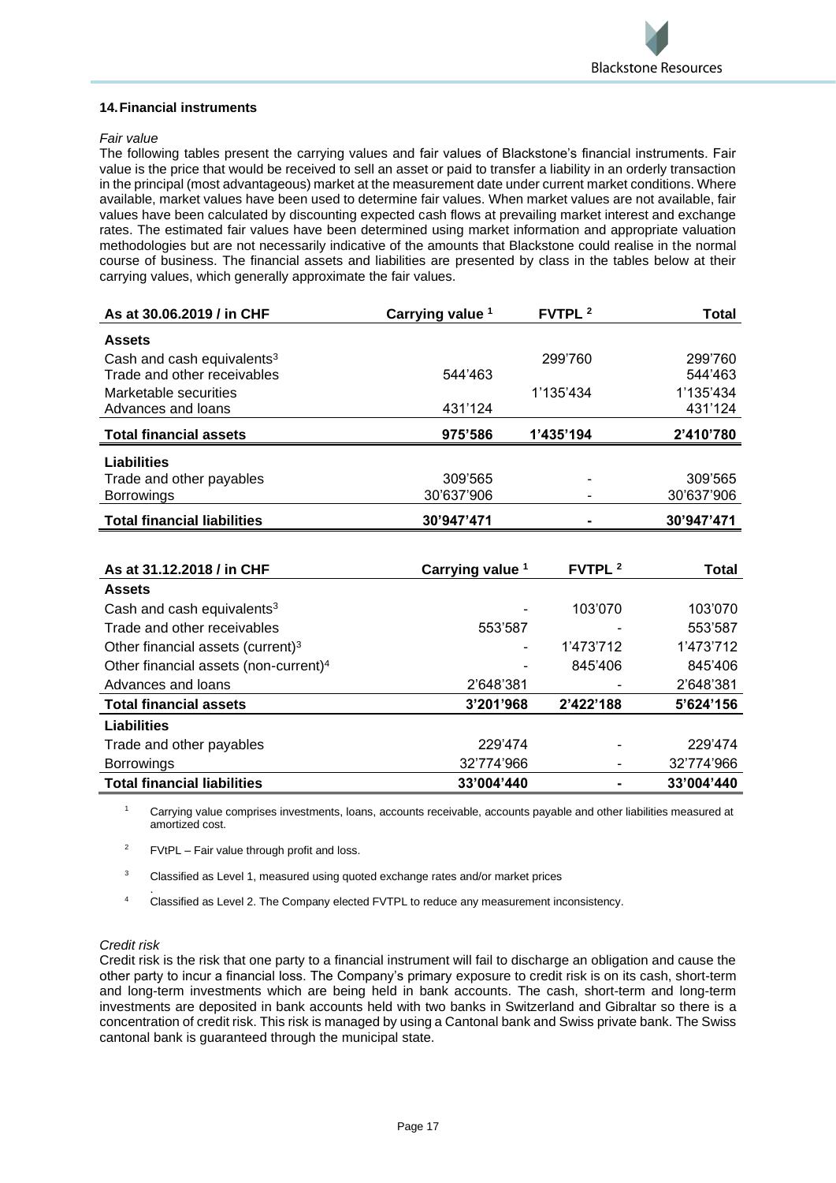## 14. Financial instruments

*Fair value*

The following tables present the carrying values and fair values of Blackstone's financial instruments. Fair value is the price that would be received to sell an asset or paid to transfer a liability in an orderly transaction in the principal (most advantageous) market at the measurement date under current market conditions. Where available, market values have been used to determine fair values. When market values are not available, fair values have been calculated by discounting expected cash flows at prevailing market interest and exchange rates. The estimated fair values have been determined using market information and appropriate valuation methodologies but are not necessarily indicative of the amounts that Blackstone could realise in the normal course of business. The financial assets and liabilities are presented by class in the tables below at their carrying values, which generally approximate the fair values.

| As at 30.06.2019 / in CHF | Carrying value [1] | FVTPL [2] | Total |
|---|---|---|---|
| **Assets** | | | |
| Cash and cash equivalents[3] | | 299'760 | 299'760 |
| Trade and other receivables | 544'463 | | 544'463 |
| Marketable securities | | 1'135'434 | 1'135'434 |
| Advances and loans | 431'124 | | 431'124 |
| **Total financial assets** | **975'586** | **1'435'194** | **2'410'780** |
| **Liabilities** | | | |
| Trade and other payables | 309'565 | - | 309'565 |
| Borrowings | 30'637'906 | - | 30'637'906 |
| **Total financial liabilities** | **30'947'471** | **-** | **30'947'471** |

| As at 31.12.2018 / in CHF | Carrying value [1] | FVTPL [2] | Total |
|---|---|---|---|
| **Assets** | | | |
| Cash and cash equivalents[3] | - | 103'070 | 103'070 |
| Trade and other receivables | 553'587 | - | 553'587 |
| Other financial assets (current)[3] | - | 1'473'712 | 1'473'712 |
| Other financial assets (non-current)[4] | - | 845'406 | 845'406 |
| Advances and loans | 2'648'381 | - | 2'648'381 |
| **Total financial assets** | **3'201'968** | **2'422'188** | **5'624'156** |
| **Liabilities** | | | |
| Trade and other payables | 229'474 | - | 229'474 |
| Borrowings | 32'774'966 | - | 32'774'966 |
| **Total financial liabilities** | **33'004'440** | **-** | **33'004'440** |

[1] Carrying value comprises investments, loans, accounts receivable, accounts payable and other liabilities measured at amortized cost.

[2] FVtPL – Fair value through profit and loss.

[3] Classified as Level 1, measured using quoted exchange rates and/or market prices
.

[4] Classified as Level 2. The Company elected FVTPL to reduce any measurement inconsistency.

*Credit risk*

Credit risk is the risk that one party to a financial instrument will fail to discharge an obligation and cause the other party to incur a financial loss. The Company's primary exposure to credit risk is on its cash, short-term and long-term investments which are being held in bank accounts. The cash, short-term and long-term investments are deposited in bank accounts held with two banks in Switzerland and Gibraltar so there is a concentration of credit risk. This risk is managed by using a Cantonal bank and Swiss private bank. The Swiss cantonal bank is guaranteed through the municipal state.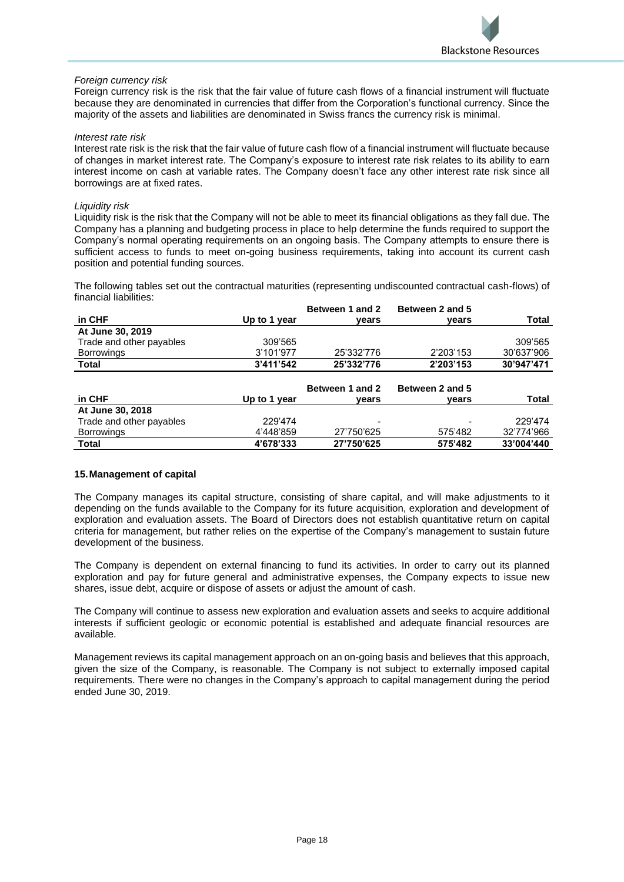*Foreign currency risk*
Foreign currency risk is the risk that the fair value of future cash flows of a financial instrument will fluctuate because they are denominated in currencies that differ from the Corporation's functional currency. Since the majority of the assets and liabilities are denominated in Swiss francs the currency risk is minimal.

*Interest rate risk*
Interest rate risk is the risk that the fair value of future cash flow of a financial instrument will fluctuate because of changes in market interest rate. The Company's exposure to interest rate risk relates to its ability to earn interest income on cash at variable rates. The Company doesn't face any other interest rate risk since all borrowings are at fixed rates.

*Liquidity risk*
Liquidity risk is the risk that the Company will not be able to meet its financial obligations as they fall due. The Company has a planning and budgeting process in place to help determine the funds required to support the Company's normal operating requirements on an ongoing basis. The Company attempts to ensure there is sufficient access to funds to meet on-going business requirements, taking into account its current cash position and potential funding sources.

The following tables set out the contractual maturities (representing undiscounted contractual cash-flows) of financial liabilities:

| in CHF | Up to 1 year | Between 1 and 2 years | Between 2 and 5 years | Total |
|---|---|---|---|---|
| **At June 30, 2019** | | | | |
| Trade and other payables | 309'565 | | | 309'565 |
| Borrowings | 3'101'977 | 25'332'776 | 2'203'153 | 30'637'906 |
| **Total** | **3'411'542** | **25'332'776** | **2'203'153** | **30'947'471** |

| in CHF | Up to 1 year | Between 1 and 2 years | Between 2 and 5 years | Total |
|---|---|---|---|---|
| **At June 30, 2018** | | | | |
| Trade and other payables | 229'474 | - | - | 229'474 |
| Borrowings | 4'448'859 | 27'750'625 | 575'482 | 32'774'966 |
| **Total** | **4'678'333** | **27'750'625** | **575'482** | **33'004'440** |

## 15. Management of capital

The Company manages its capital structure, consisting of share capital, and will make adjustments to it depending on the funds available to the Company for its future acquisition, exploration and development of exploration and evaluation assets. The Board of Directors does not establish quantitative return on capital criteria for management, but rather relies on the expertise of the Company's management to sustain future development of the business.

The Company is dependent on external financing to fund its activities. In order to carry out its planned exploration and pay for future general and administrative expenses, the Company expects to issue new shares, issue debt, acquire or dispose of assets or adjust the amount of cash.

The Company will continue to assess new exploration and evaluation assets and seeks to acquire additional interests if sufficient geologic or economic potential is established and adequate financial resources are available.

Management reviews its capital management approach on an on-going basis and believes that this approach, given the size of the Company, is reasonable. The Company is not subject to externally imposed capital requirements. There were no changes in the Company's approach to capital management during the period ended June 30, 2019.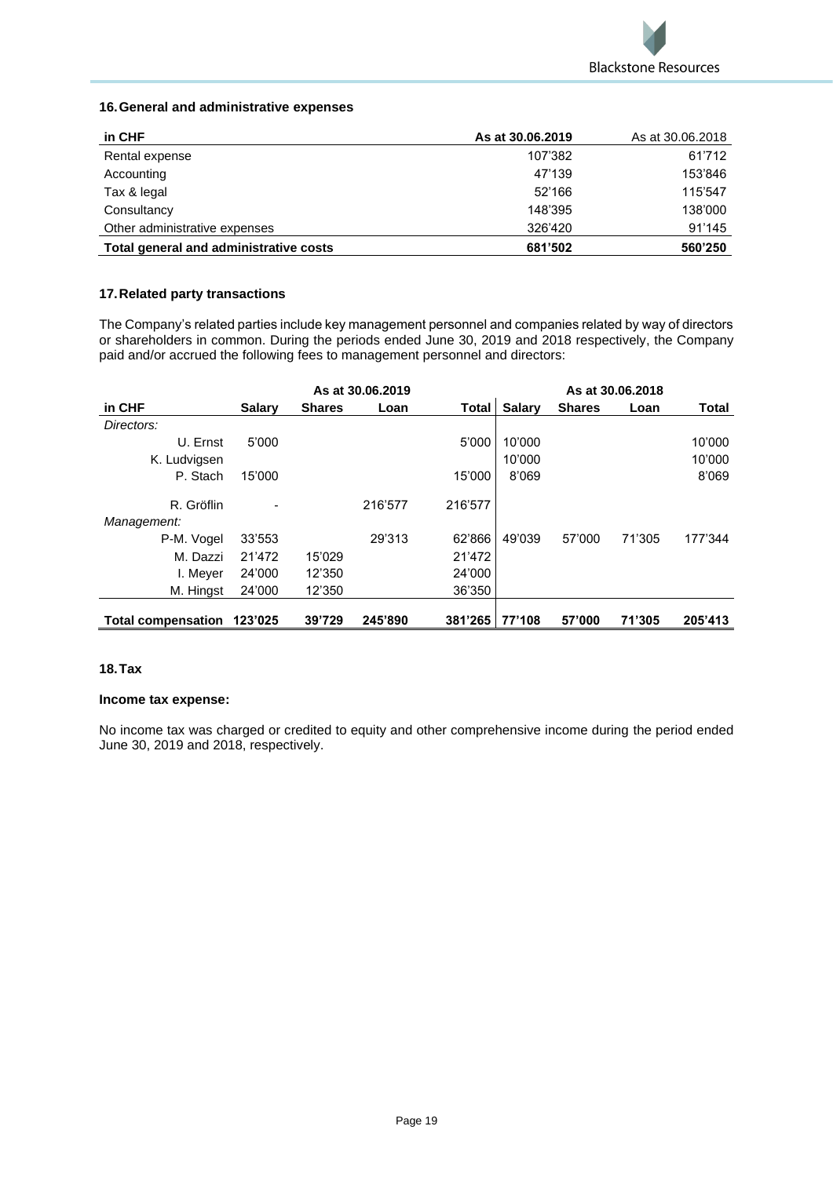## 16. General and administrative expenses

| in CHF | As at 30.06.2019 | As at 30.06.2018 |
|---|---|---|
| Rental expense | 107'382 | 61'712 |
| Accounting | 47'139 | 153'846 |
| Tax & legal | 52'166 | 115'547 |
| Consultancy | 148'395 | 138'000 |
| Other administrative expenses | 326'420 | 91'145 |
| **Total general and administrative costs** | **681'502** | **560'250** |

## 17. Related party transactions

The Company's related parties include key management personnel and companies related by way of directors or shareholders in common. During the periods ended June 30, 2019 and 2018 respectively, the Company paid and/or accrued the following fees to management personnel and directors:

| | As at 30.06.2019 | | | | As at 30.06.2018 | | | |
|---|---|---|---|---|---|---|---|---|
| **in CHF** | **Salary** | **Shares** | **Loan** | **Total** | **Salary** | **Shares** | **Loan** | **Total** |
| *Directors:* | | | | | | | | |
| U. Ernst | 5'000 | | | 5'000 | 10'000 | | | 10'000 |
| K. Ludvigsen | | | | | 10'000 | | | 10'000 |
| P. Stach | 15'000 | | | 15'000 | 8'069 | | | 8'069 |
| R. Gröflin | - | | 216'577 | 216'577 | | | | |
| *Management:* | | | | | | | | |
| P-M. Vogel | 33'553 | | 29'313 | 62'866 | 49'039 | 57'000 | 71'305 | 177'344 |
| M. Dazzi | 21'472 | 15'029 | | 21'472 | | | | |
| I. Meyer | 24'000 | 12'350 | | 24'000 | | | | |
| M. Hingst | 24'000 | 12'350 | | 36'350 | | | | |
| **Total compensation** | **123'025** | **39'729** | **245'890** | **381'265** | **77'108** | **57'000** | **71'305** | **205'413** |

## 18. Tax

**Income tax expense:**

No income tax was charged or credited to equity and other comprehensive income during the period ended June 30, 2019 and 2018, respectively.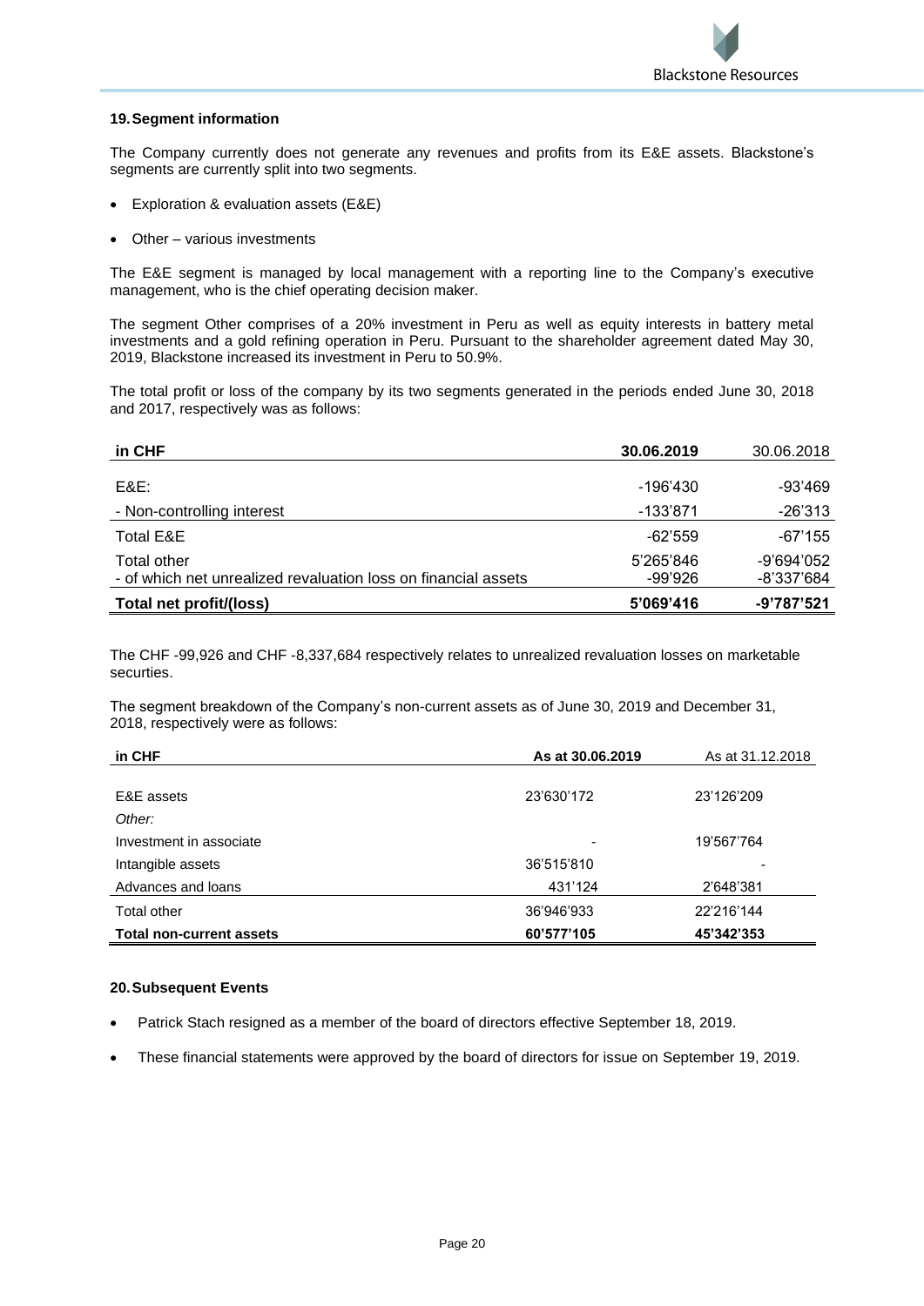## 19. Segment information

The Company currently does not generate any revenues and profits from its E&E assets. Blackstone's segments are currently split into two segments.

- Exploration & evaluation assets (E&E)
- Other – various investments

The E&E segment is managed by local management with a reporting line to the Company's executive management, who is the chief operating decision maker.

The segment Other comprises of a 20% investment in Peru as well as equity interests in battery metal investments and a gold refining operation in Peru. Pursuant to the shareholder agreement dated May 30, 2019, Blackstone increased its investment in Peru to 50.9%.

The total profit or loss of the company by its two segments generated in the periods ended June 30, 2018 and 2017, respectively was as follows:

| in CHF | 30.06.2019 | 30.06.2018 |
|---|---|---|
| E&E: | -196'430 | -93'469 |
| - Non-controlling interest | -133'871 | -26'313 |
| Total E&E | -62'559 | -67'155 |
| Total other | 5'265'846 | -9'694'052 |
| - of which net unrealized revaluation loss on financial assets | -99'926 | -8'337'684 |
| **Total net profit/(loss)** | **5'069'416** | **-9'787'521** |

The CHF -99,926 and CHF -8,337,684 respectively relates to unrealized revaluation losses on marketable securties.

The segment breakdown of the Company's non-current assets as of June 30, 2019 and December 31, 2018, respectively were as follows:

| in CHF | As at 30.06.2019 | As at 31.12.2018 |
|---|---|---|
| E&E assets | 23'630'172 | 23'126'209 |
| *Other:* | | |
| Investment in associate | - | 19'567'764 |
| Intangible assets | 36'515'810 | - |
| Advances and loans | 431'124 | 2'648'381 |
| Total other | 36'946'933 | 22'216'144 |
| **Total non-current assets** | **60'577'105** | **45'342'353** |

## 20. Subsequent Events

- Patrick Stach resigned as a member of the board of directors effective September 18, 2019.
- These financial statements were approved by the board of directors for issue on September 19, 2019.